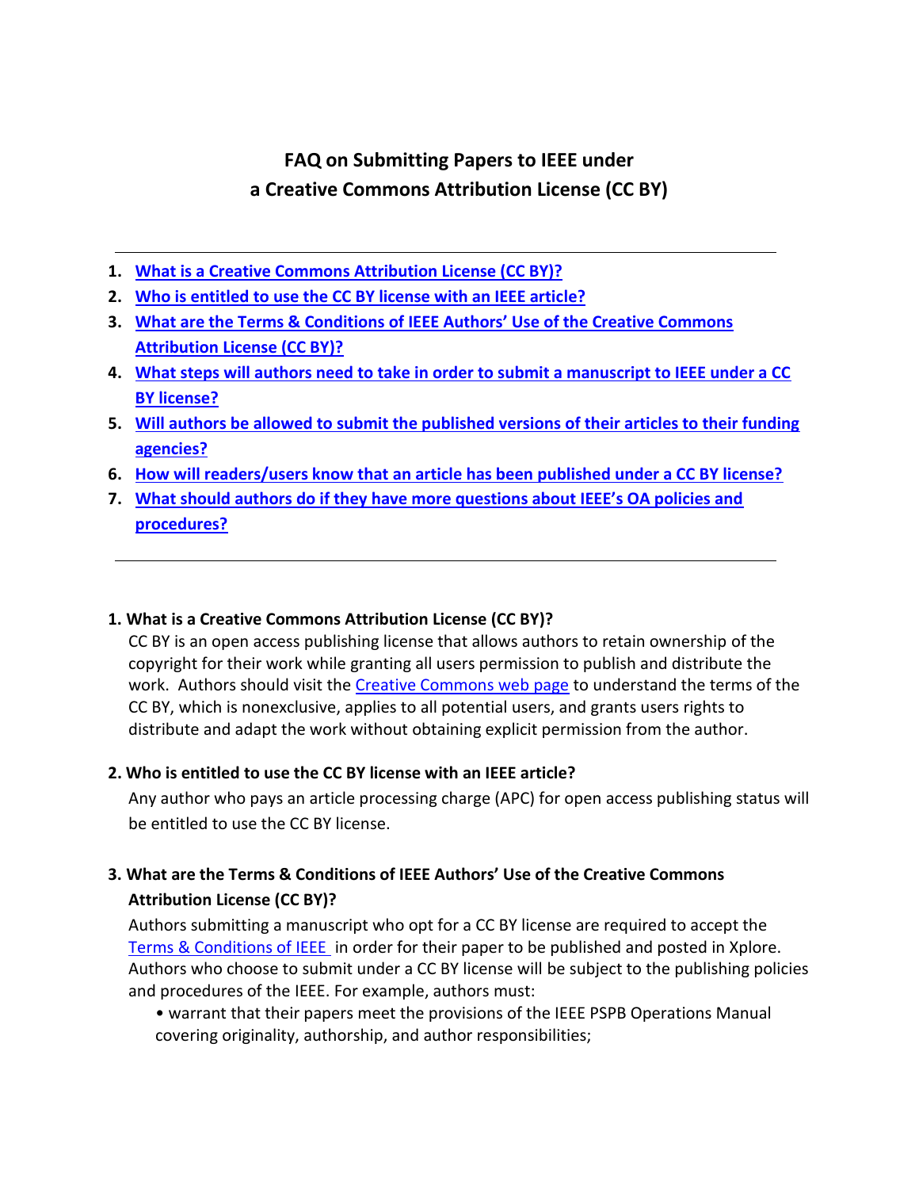# FAQ on Submitting Papers to IEEE under a Creative Commons Attribution License (CC BY)

---

1. **What is a Creative Commons Attribution License (CC BY)?**
2. **Who is entitled to use the CC BY license with an IEEE article?**
3. **What are the Terms & Conditions of IEEE Authors' Use of the Creative Commons Attribution License (CC BY)?**
4. **What steps will authors need to take in order to submit a manuscript to IEEE under a CC BY license?**
5. **Will authors be allowed to submit the published versions of their articles to their funding agencies?**
6. **How will readers/users know that an article has been published under a CC BY license?**
7. **What should authors do if they have more questions about IEEE's OA policies and procedures?**

---

### 1. What is a Creative Commons Attribution License (CC BY)?

CC BY is an open access publishing license that allows authors to retain ownership of the copyright for their work while granting all users permission to publish and distribute the work. Authors should visit the Creative Commons web page to understand the terms of the CC BY, which is nonexclusive, applies to all potential users, and grants users rights to distribute and adapt the work without obtaining explicit permission from the author.

### 2. Who is entitled to use the CC BY license with an IEEE article?

Any author who pays an article processing charge (APC) for open access publishing status will be entitled to use the CC BY license.

### 3. What are the Terms & Conditions of IEEE Authors' Use of the Creative Commons Attribution License (CC BY)?

Authors submitting a manuscript who opt for a CC BY license are required to accept the Terms & Conditions of IEEE in order for their paper to be published and posted in Xplore. Authors who choose to submit under a CC BY license will be subject to the publishing policies and procedures of the IEEE. For example, authors must:

- warrant that their papers meet the provisions of the IEEE PSPB Operations Manual covering originality, authorship, and author responsibilities;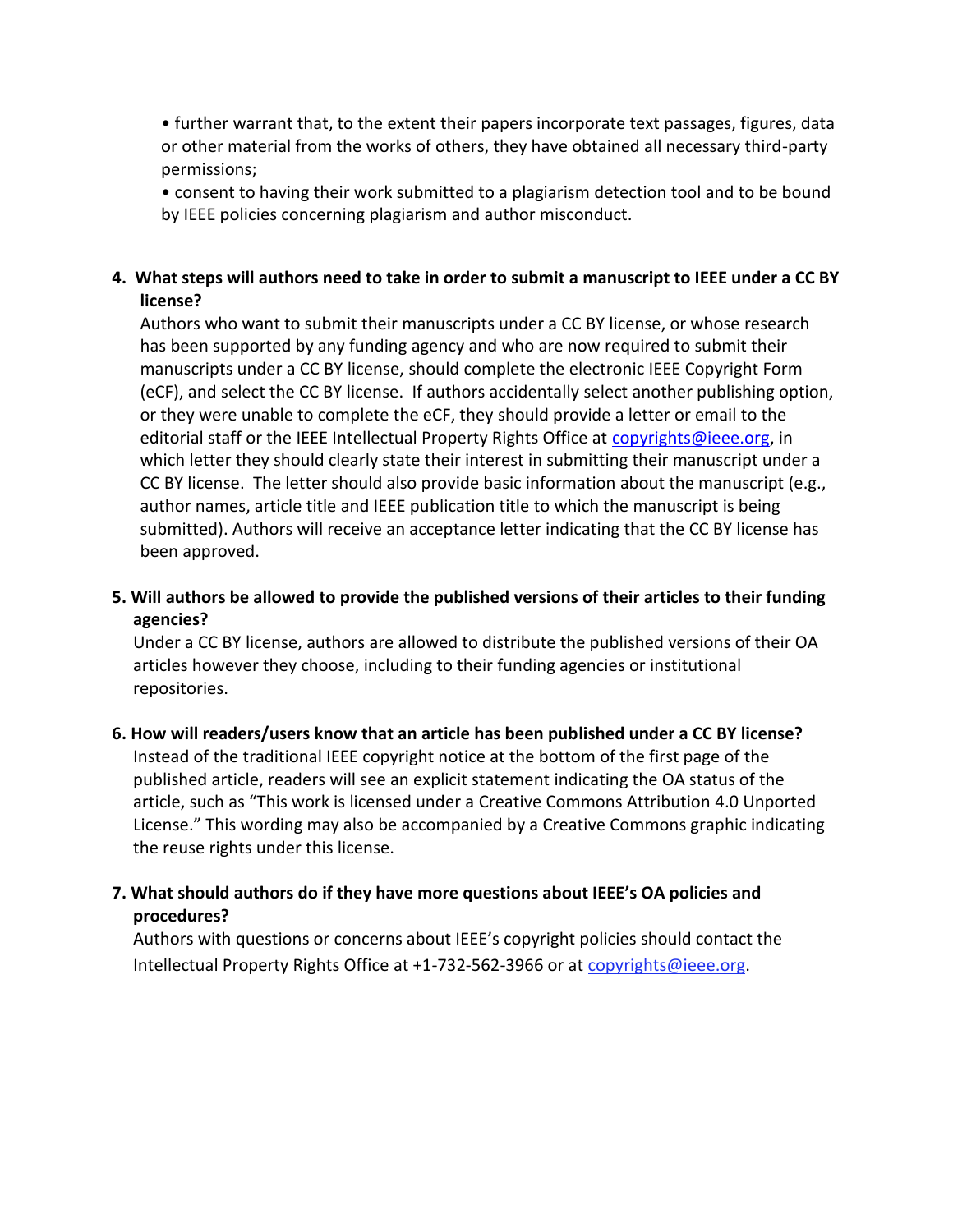• further warrant that, to the extent their papers incorporate text passages, figures, data or other material from the works of others, they have obtained all necessary third-party permissions;

• consent to having their work submitted to a plagiarism detection tool and to be bound by IEEE policies concerning plagiarism and author misconduct.

4. **What steps will authors need to take in order to submit a manuscript to IEEE under a CC BY license?**

   Authors who want to submit their manuscripts under a CC BY license, or whose research has been supported by any funding agency and who are now required to submit their manuscripts under a CC BY license, should complete the electronic IEEE Copyright Form (eCF), and select the CC BY license. If authors accidentally select another publishing option, or they were unable to complete the eCF, they should provide a letter or email to the editorial staff or the IEEE Intellectual Property Rights Office at copyrights@ieee.org, in which letter they should clearly state their interest in submitting their manuscript under a CC BY license. The letter should also provide basic information about the manuscript (e.g., author names, article title and IEEE publication title to which the manuscript is being submitted). Authors will receive an acceptance letter indicating that the CC BY license has been approved.

5. **Will authors be allowed to provide the published versions of their articles to their funding agencies?**

   Under a CC BY license, authors are allowed to distribute the published versions of their OA articles however they choose, including to their funding agencies or institutional repositories.

6. **How will readers/users know that an article has been published under a CC BY license?**

   Instead of the traditional IEEE copyright notice at the bottom of the first page of the published article, readers will see an explicit statement indicating the OA status of the article, such as "This work is licensed under a Creative Commons Attribution 4.0 Unported License." This wording may also be accompanied by a Creative Commons graphic indicating the reuse rights under this license.

7. **What should authors do if they have more questions about IEEE's OA policies and procedures?**

   Authors with questions or concerns about IEEE's copyright policies should contact the Intellectual Property Rights Office at +1-732-562-3966 or at copyrights@ieee.org.